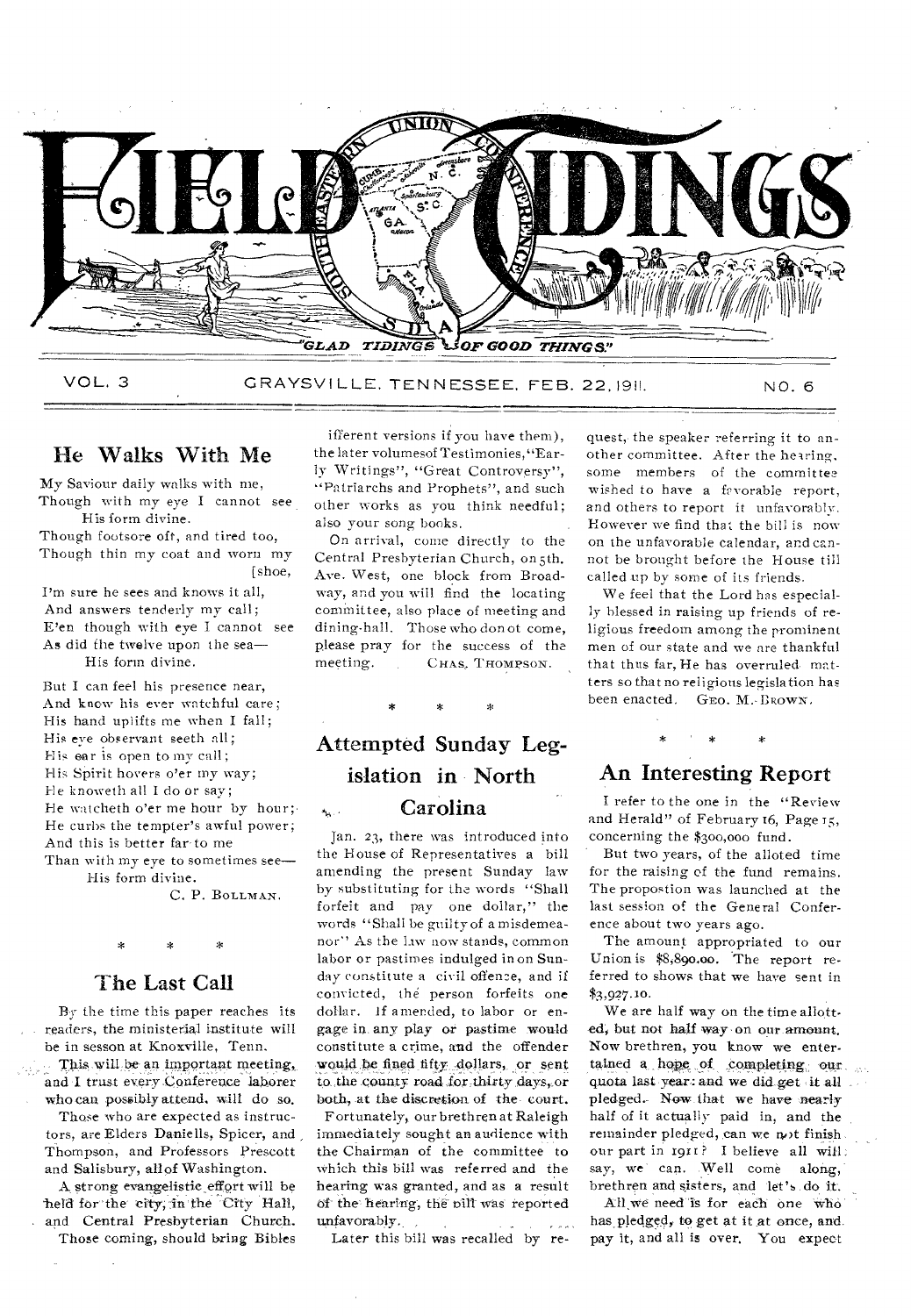# FIELD TIDINGS

"GLAD TIDINGS OF GOOD THINGS."

VOL. 3 GRAYSVILLE, TENNESSEE, FEB. 22, 1911. NO. 6

## He Walks With Me

My Saviour daily walks with me,
Though with my eye I cannot see
His form divine.
Though footsore oft, and tired too,
Though thin my coat and worn my [shoe,
I'm sure he sees and knows it all,
And answers tenderly my call;
E'en though with eye I cannot see
As did the twelve upon the sea—
His form divine.

But I can feel his presence near,
And know his ever watchful care;
His hand uplifts me when I fall;
His eye observant seeth all;
His ear is open to my call;
His Spirit hovers o'er my way;
He knoweth all I do or say;
He watcheth o'er me hour by hour;
He curbs the tempter's awful power;
And this is better far to me
Than with my eye to sometimes see—
His form divine.

C. P. BOLLMAN.

\* \* \*

## The Last Call

By the time this paper reaches its readers, the ministerial institute will be in sesson at Knoxville, Tenn.

This will be an important meeting, and I trust every Conference laborer who can possibly attend, will do so.

Those who are expected as instructors, are Elders Daniells, Spicer, and Thompson, and Professors Prescott and Salisbury, all of Washington.

A strong evangelistic effort will be held for the city, in the City Hall, and Central Presbyterian Church.

Those coming, should bring Bibles ifferent versions if you have them), the later volumesof Testimonies, "Early Writings", "Great Controversy", "Patriarchs and Prophets", and such other works as you think needful; also your song books.

On arrival, come directly to the Central Presbyterian Church, on 5th. Ave. West, one block from Broadway, and you will find the locating committee, also place of meeting and dining-hall. Those who donot come, please pray for the success of the meeting.

CHAS. THOMPSON.

\* \* \*

## Attempted Sunday Legislation in North Carolina

Jan. 23, there was introduced into the House of Representatives a bill amending the present Sunday law by substituting for the words "Shall forfeit and pay one dollar," the words "Shall be guilty of a misdemeanor" As the law now stands, common labor or pastimes indulged in on Sunday constitute a civil offence, and if convicted, the person forfeits one dollar. If amended, to labor or engage in any play or pastime would constitute a crime, and the offender would be fined fifty dollars, or sent to the county road for thirty days, or both, at the discretion of the court.

Fortunately, our brethren at Raleigh immediately sought an audience with the Chairman of the committee to which this bill was referred and the hearing was granted, and as a result of the hearing, the bill was reported unfavorably.

Later this bill was recalled by request, the speaker referring it to another committee. After the hearing, some members of the committee wished to have a favorable report, and others to report it unfavorably. However we find that the bill is now on the unfavorable calendar, and cannot be brought before the House till called up by some of its friends.

We feel that the Lord has especially blessed in raising up friends of religious freedom among the prominent men of our state and we are thankful that thus far, He has overruled matters so that no religious legislation has been enacted.

GEO. M. BROWN.

\* \* \*

## An Interesting Report

I refer to the one in the "Review and Herald" of February 16, Page 15, concerning the $300,000 fund.

But two years, of the alloted time for the raising of the fund remains. The propostion was launched at the last session of the General Conference about two years ago.

The amount appropriated to our Union is $8,890.00. The report referred to shows that we have sent in $3,927.10.

We are half way on the time allotted, but not half way on our amount. Now brethren, you know we entertained a hope of completing our quota last year: and we did get it all pledged. Now that we have nearly half of it actually paid in, and the remainder pledged, can we not finish our part in 1911? I believe all will say, we can. Well come along, brethren and sisters, and let's do it.

All we need is for each one who has pledged, to get at it at once, and pay it, and all is over. You expect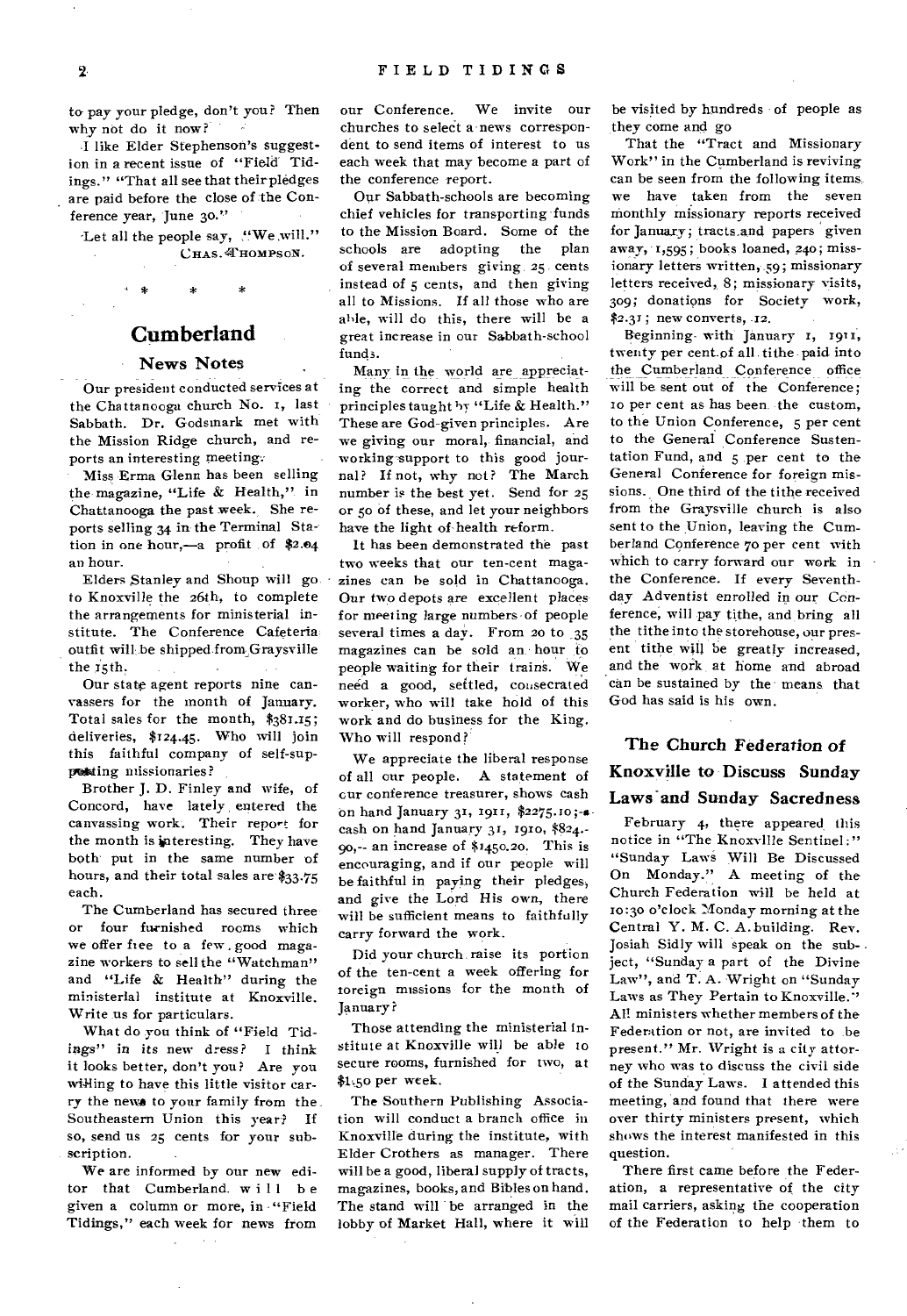to pay your pledge, don't you? Then why not do it now?

I like Elder Stephenson's suggestion in a recent issue of "Field Tidings." "That all see that their pledges are paid before the close of the Conference year, June 30."

Let all the people say, "We will."

CHAS. THOMPSON.

\* \* \*

## Cumberland

### News Notes

Our president conducted services at the Chattanooga church No. 1, last Sabbath. Dr. Godsmark met with the Mission Ridge church, and reports an interesting meeting.

Miss Erma Glenn has been selling the magazine, "Life & Health," in Chattanooga the past week. She reports selling 34 in the Terminal Station in one hour,—a profit of $2.04 an hour.

Elders Stanley and Shoup will go to Knoxville the 26th, to complete the arrangements for ministerial institute. The Conference Cafeteria outfit will be shipped from Graysville the 15th.

Our state agent reports nine canvassers for the month of January. Total sales for the month, $381.15; deliveries, $124.45. Who will join this faithful company of self-supporting missionaries?

Brother J. D. Finley and wife, of Concord, have lately entered the canvassing work. Their report for the month is interesting. They have both put in the same number of hours, and their total sales are $33.75 each.

The Cumberland has secured three or four furnished rooms which we offer free to a few good magazine workers to sell the "Watchman" and "Life & Health" during the ministerial institute at Knoxville. Write us for particulars.

What do you think of "Field Tidings" in its new dress? I think it looks better, don't you? Are you willing to have this little visitor carry the news to your family from the Southeastern Union this year? If so, send us 25 cents for your subscription.

We are informed by our new editor that Cumberland will be given a column or more, in "Field Tidings," each week for news from our Conference. We invite our churches to select a news correspondent to send items of interest to us each week that may become a part of the conference report.

Our Sabbath-schools are becoming chief vehicles for transporting funds to the Mission Board. Some of the schools are adopting the plan of several members giving 25 cents instead of 5 cents, and then giving all to Missions. If all those who are able, will do this, there will be a great increase in our Sabbath-school funds.

Many in the world are appreciating the correct and simple health principles taught by "Life & Health." These are God-given principles. Are we giving our moral, financial, and working support to this good journal? If not, why not? The March number is the best yet. Send for 25 or 50 of these, and let your neighbors have the light of health reform.

It has been demonstrated the past two weeks that our ten-cent magazines can be sold in Chattanooga. Our two depots are excellent places for meeting large numbers of people several times a day. From 20 to 35 magazines can be sold an hour to people waiting for their trains. We need a good, settled, consecrated worker, who will take hold of this work and do business for the King. Who will respond?

We appreciate the liberal response of all our people. A statement of our conference treasurer, shows cash on hand January 31, 1911, $2275.10; cash on hand January 31, 1910, $824.90,— an increase of $1450.20. This is encouraging, and if our people will be faithful in paying their pledges, and give the Lord His own, there will be sufficient means to faithfully carry forward the work.

Did your church raise its portion of the ten-cent a week offering for foreign missions for the month of January?

Those attending the ministerial institute at Knoxville will be able to secure rooms, furnished for two, at $1.50 per week.

The Southern Publishing Association will conduct a branch office in Knoxville during the institute, with Elder Crothers as manager. There will be a good, liberal supply of tracts, magazines, books, and Bibles on hand. The stand will be arranged in the lobby of Market Hall, where it will be visited by hundreds of people as they come and go

That the "Tract and Missionary Work" in the Cumberland is reviving can be seen from the following items, we have taken from the seven monthly missionary reports received for January; tracts and papers given away, 1,595; books loaned, 240; missionary letters written, 59; missionary letters received, 8; missionary visits, 309; donations for Society work, $2.31; new converts, 12.

Beginning with January 1, 1911, twenty per cent of all tithe paid into the Cumberland Conference office will be sent out of the Conference; 10 per cent as has been the custom, to the Union Conference, 5 per cent to the General Conference Sustentation Fund, and 5 per cent to the General Conference for foreign missions. One third of the tithe received from the Graysville church is also sent to the Union, leaving the Cumberland Conference 70 per cent with which to carry forward our work in the Conference. If every Seventh-day Adventist enrolled in our Conference, will pay tithe, and bring all the tithe into the storehouse, our present tithe will be greatly increased, and the work at home and abroad can be sustained by the means that God has said is his own.

## The Church Federation of Knoxville to Discuss Sunday Laws and Sunday Sacredness

February 4, there appeared this notice in "The Knoxville Sentinel:" "Sunday Laws Will Be Discussed On Monday." A meeting of the Church Federation will be held at 10:30 o'clock Monday morning at the Central Y. M. C. A. building. Rev. Josiah Sidly will speak on the subject, "Sunday a part of the Divine Law", and T. A. Wright on "Sunday Laws as They Pertain to Knoxville." All ministers whether members of the Federation or not, are invited to be present." Mr. Wright is a city attorney who was to discuss the civil side of the Sunday Laws. I attended this meeting, and found that there were over thirty ministers present, which shows the interest manifested in this question.

There first came before the Federation, a representative of the city mail carriers, asking the cooperation of the Federation to help them to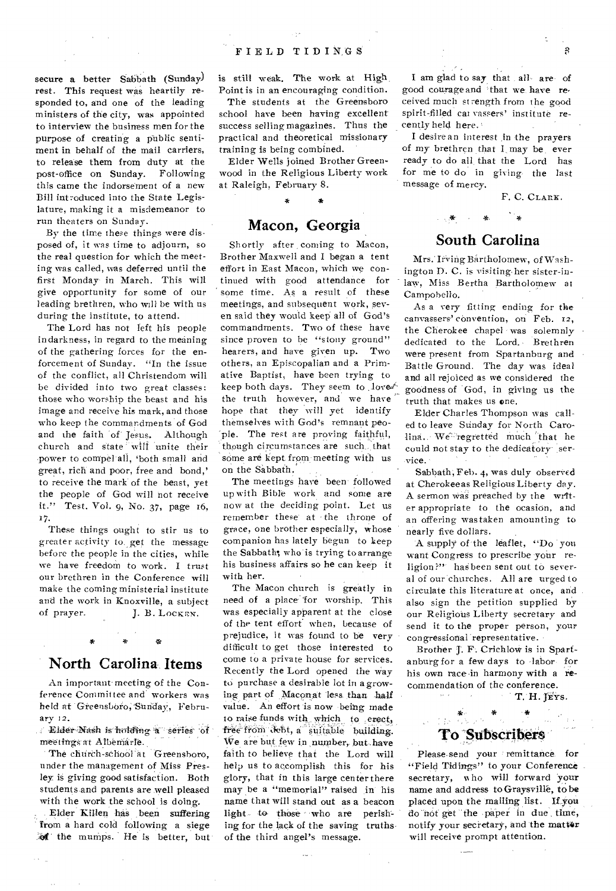secure a better Sabbath (Sunday) rest. This request was heartily responded to, and one of the leading ministers of the city, was appointed to interview the business men for the purpose of creating a public sentiment in behalf of the mail carriers, to release them from duty at the post-office on Sunday. Following this came the indorsement of a new Bill introduced into the State Legislature, making it a misdemeanor to run theaters on Sunday.

By the time these things were disposed of, it was time to adjourn, so the real question for which the meeting was called, was deferred until the first Monday in March. This will give opportunity for some of our leading brethren, who will be with us during the institute, to attend.

The Lord has not left his people in darkness, in regard to the meaning of the gathering forces for the enforcement of Sunday. "In the issue of the conflict, all Christendom will be divided into two great classes: those who worship the beast and his image and receive his mark, and those who keep the commandments of God and the faith of Jesus. Although church and state will unite their power to compel all, 'both small and great, rich and poor, free and bond,' to receive the mark of the beast, yet the people of God will not receive it." Test. Vol. 9, No. 37, page 16, 17.

These things ought to stir us to greater activity to get the message before the people in the cities, while we have freedom to work. I trust our brethren in the Conference will make the coming ministerial institute and the work in Knoxville, a subject of prayer.

J. B. LOCKEN.

\* \* \*

## North Carolina Items

An important meeting of the Conference Committee and workers was held at Greensboro, Sunday, February 12.

Elder Nash is holding a series of meetings at Albemarle.

The church-school at Greensboro, under the management of Miss Presley is giving good satisfaction. Both students and parents are well pleased with the work the school is doing.

Elder Killen has been suffering from a hard cold following a siege of the mumps. He is better, but is still weak. The work at High Point is in an encouraging condition.

The students at the Greensboro school have been having excellent success selling magazines. Thus the practical and theoretical missionary training is being combined.

Elder Wells joined Brother Greenwood in the Religious Liberty work at Raleigh, February 8.

\* \*

## Macon, Georgia

Shortly after coming to Macon, Brother Maxwell and I began a tent effort in East Macon, which we continued with good attendance for some time. As a result of these meetings, and subsequent work, seven said they would keep all of God's commandments. Two of these have since proven to be "stony ground" hearers, and have given up. Two others, an Episcopalian and a Primative Baptist, have been trying to keep both days. They seem to love the truth however, and we have hope that they will yet identify themselves with God's remnant people. The rest are proving faithful, though circumstances are such that some are kept from meeting with us on the Sabbath.

The meetings have been followed up with Bible work and some are now at the deciding point. Let us remember these at the throne of grace, one brother especially, whose companion has lately begun to keep the Sabbath; who is trying to arrange his business affairs so he can keep it with her.

The Macon church is greatly in need of a place for worship. This was especially apparent at the close of the tent effort when, because of prejudice, it was found to be very difficult to get those interested to come to a private house for services. Recently the Lord opened the way to purchase a desirable lot in a growing part of Macon at less than half value. An effort is now being made to raise funds with which to erect, free from debt, a suitable building. We are but few in number, but have faith to believe that the Lord will help us to accomplish this for his glory, that in this large center there may be a "memorial" raised in his name that will stand out as a beacon light to those who are perishing for the lack of the saving truths of the third angel's message.

I am glad to say that all are of good courage and that we have received much strength from the good spirit-filled canvassers' institute recently held here.

I desire an interest in the prayers of my brethren that I may be ever ready to do all that the Lord has for me to do in giving the last message of mercy.

F. C. CLARK.

\* \* \*

## South Carolina

Mrs. Irving Bartholomew, of Washington D. C. is visiting her sister-in-law, Miss Bertha Bartholomew at Campobello.

As a very fitting ending for the canvassers' convention, on Feb. 12, the Cherokee chapel was solemnly dedicated to the Lord. Brethren were present from Spartanburg and Battle Ground. The day was ideal and all rejoiced as we considered the goodness of God, in giving us the truth that makes us one.

Elder Charles Thompson was called to leave Sunday for North Carolina. We regretted much that he could not stay to the dedicatory service.

Sabbath, Feb. 4, was duly observed at Cherokee as Religious Liberty day. A sermon was preached by the writer appropriate to the ocasion, and an offering was taken amounting to nearly five dollars.

A supply of the leaflet, "Do you want Congress to prescribe your religion?" has been sent out to several of our churches. All are urged to circulate this literature at once, and also sign the petition supplied by our Religious Liberty secretary and send it to the proper person, your congressional representative.

Brother J. F. Crichlow is in Spartanburg for a few days to labor for his own race in harmony with a recommendation of the conference.

T. H. JEYS.

\* \* \*

## To Subscribers

Please send your remittance for "Field Tidings" to your Conference secretary, who will forward your name and address to Graysville, to be placed upon the mailing list. If you do not get the paper in due time, notify your secretary, and the matter will receive prompt attention.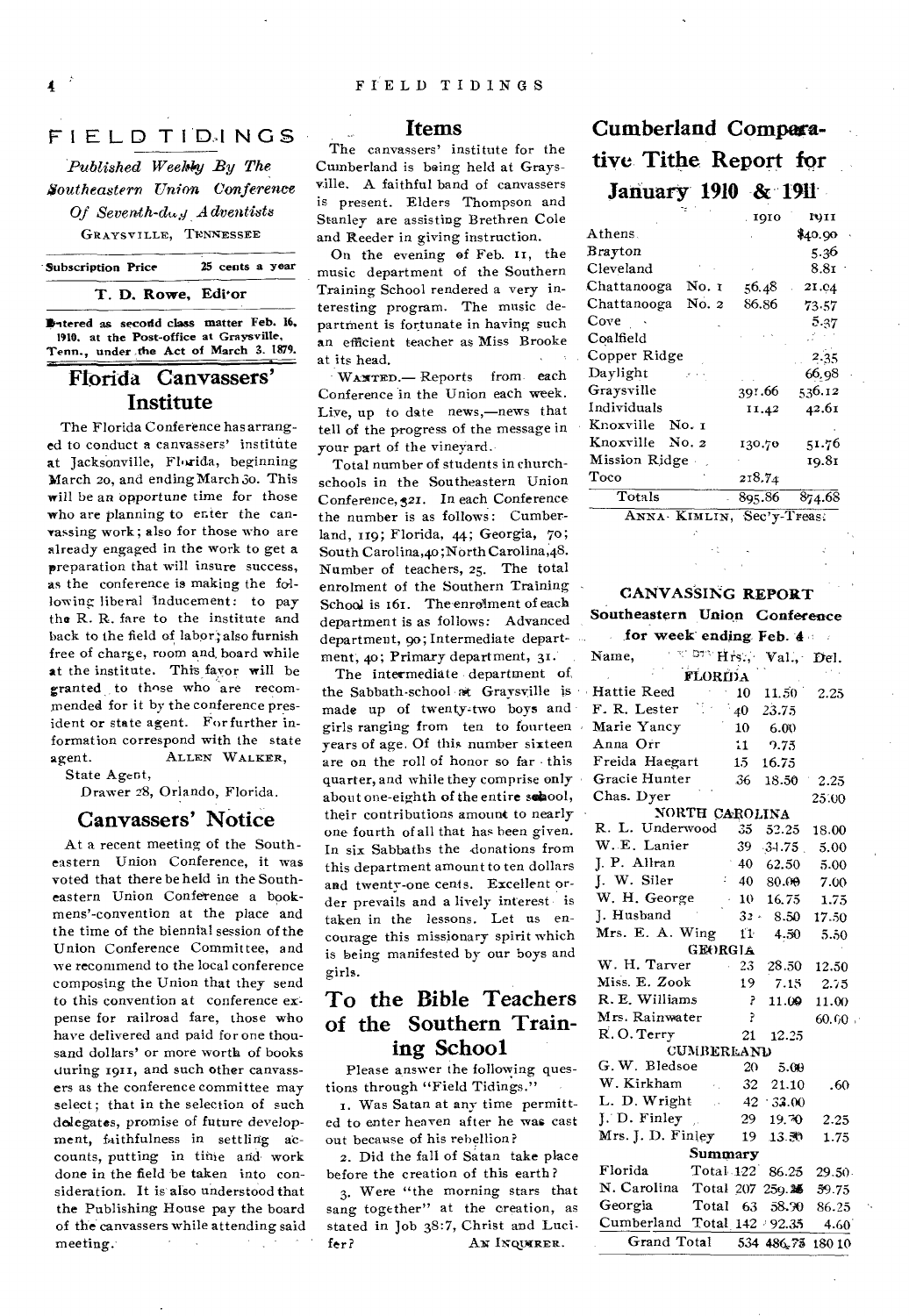# FIELD TIDINGS

*Published Weekly By The Southeastern Union Conference Of Seventh-day Adventists*

GRAYSVILLE, TENNESSEE

Subscription Price 25 cents a year

T. D. Rowe, Editor

Entered as second class matter Feb. 16, 1910. at the Post-office at Graysville, Tenn., under the Act of March 3. 1879.

## Florida Canvassers' Institute

The Florida Conference has arranged to conduct a canvassers' institute at Jacksonville, Florida, beginning March 20, and ending March 30. This will be an opportune time for those who are planning to enter the canvassing work; also for those who are already engaged in the work to get a preparation that will insure success, as the conference is making the following liberal inducement: to pay the R. R. fare to the institute and back to the field of labor; also furnish free of charge, room and board while at the institute. This favor will be granted to those who are recommended for it by the conference president or state agent. For further information correspond with the state agent.

ALLEN WALKER,
State Agent,
Drawer 28, Orlando, Florida.

## Canvassers' Notice

At a recent meeting of the Southeastern Union Conference, it was voted that there be held in the Southeastern Union Conference a bookmens'-convention at the place and the time of the biennial session of the Union Conference Committee, and we recommend to the local conference composing the Union that they send to this convention at conference expense for railroad fare, those who have delivered and paid for one thousand dollars' or more worth of books during 1911, and such other canvassers as the conference committee may select; that in the selection of such delegates, promise of future development, faithfulness in settling accounts, putting in time and work done in the field be taken into consideration. It is also understood that the Publishing House pay the board of the canvassers while attending said meeting.

## Items

The canvassers' institute for the Cumberland is being held at Graysville. A faithful band of canvassers is present. Elders Thompson and Stanley are assisting Brethren Cole and Reeder in giving instruction.

On the evening of Feb. 11, the music department of the Southern Training School rendered a very interesting program. The music department is fortunate in having such an efficient teacher as Miss Brooke at its head.

WANTED.— Reports from each Conference in the Union each week. Live, up to date news,—news that tell of the progress of the message in your part of the vineyard.

Total number of students in church-schools in the Southeastern Union Conference, 321. In each Conference the number is as follows: Cumberland, 119; Florida, 44; Georgia, 70; South Carolina, 40; North Carolina, 48. Number of teachers, 25. The total enrolment of the Southern Training School is 161. The enrolment of each department is as follows: Advanced department, 90; Intermediate department, 40; Primary department, 31.

The intermediate department of the Sabbath-school at Graysville is made up of twenty-two boys and girls ranging from ten to fourteen years of age. Of this number sixteen are on the roll of honor so far this quarter, and while they comprise only about one-eighth of the entire school, their contributions amount to nearly one fourth of all that has been given. In six Sabbaths the donations from this department amount to ten dollars and twenty-one cents. Excellent order prevails and a lively interest is taken in the lessons. Let us encourage this missionary spirit which is being manifested by our boys and girls.

## To the Bible Teachers of the Southern Training School

Please answer the following questions through "Field Tidings."

1. Was Satan at any time permitted to enter heaven after he was cast out because of his rebellion?

2. Did the fall of Satan take place before the creation of this earth?

3. Were "the morning stars that sang together" at the creation, as stated in Job 38:7, Christ and Lucifer?

AN INQUIRER.

## Cumberland Comparative Tithe Report for January 1910 & 1911

| | 1910 | 1911 |
|---|---|---|
| Athens | | $40.90 |
| Brayton | | 5.36 |
| Cleveland | | 8.81 |
| Chattanooga No. 1 | 56.48 | 21.04 |
| Chattanooga No. 2 | 86.86 | 73.57 |
| Cove | | 5.37 |
| Coalfield | | |
| Copper Ridge | | 2.35 |
| Daylight | | 66.98 |
| Graysville | 391.66 | 536.12 |
| Individuals | 11.42 | 42.61 |
| Knoxville No. 1 | | |
| Knoxville No. 2 | 130.70 | 51.76 |
| Mission Ridge | | 19.81 |
| Toco | 218.74 | |
| Totals | 895.86 | 874.68 |

ANNA KIMLIN, Sec'y-Treas.

### CANVASSING REPORT
### Southeastern Union Conference for week ending Feb. 4

| Name, | Hrs., | Val., | Del. |
|---|---|---|---|
| **FLORIDA** | | | |
| Hattie Reed | 10 | 11.50 | 2.25 |
| F. R. Lester | 40 | 23.75 | |
| Marie Yancy | 10 | 6.00 | |
| Anna Orr | 11 | 9.75 | |
| Freida Haegart | 15 | 16.75 | |
| Gracie Hunter | 36 | 18.50 | 2.25 |
| Chas. Dyer | | | 25.00 |
| **NORTH CAROLINA** | | | |
| R. L. Underwood | 35 | 52.25 | 18.00 |
| W. E. Lanier | 39 | 34.75 | 5.00 |
| J. P. Allran | 40 | 62.50 | 5.00 |
| J. W. Siler | 40 | 80.00 | 7.00 |
| W. H. George | 10 | 16.75 | 1.75 |
| J. Husband | 32 | 8.50 | 17.50 |
| Mrs. E. A. Wing | 11 | 4.50 | 5.50 |
| **GEORGIA** | | | |
| W. H. Tarver | 23 | 28.50 | 12.50 |
| Miss. E. Zook | 19 | 7.15 | 2.75 |
| R. E. Williams | ? | 11.00 | 11.00 |
| Mrs. Rainwater | ? | | 60.00 |
| R. O. Terry | 21 | 12.25 | |
| **CUMBERLAND** | | | |
| G. W. Bledsoe | 20 | 5.00 | |
| W. Kirkham | 32 | 21.10 | .60 |
| L. D. Wright | 42 | 33.00 | |
| J. D. Finley | 29 | 19.70 | 2.25 |
| Mrs. J. D. Finley | 19 | 13.30 | 1.75 |
| **Summary** | | | |
| Florida Total | 122 | 86.25 | 29.50 |
| N. Carolina Total | 207 | 259.25 | 59.75 |
| Georgia Total | 63 | 58.90 | 86.25 |
| Cumberland Total | 142 | 92.35 | 4.60 |
| Grand Total | 534 | 486.75 | 180 10 |